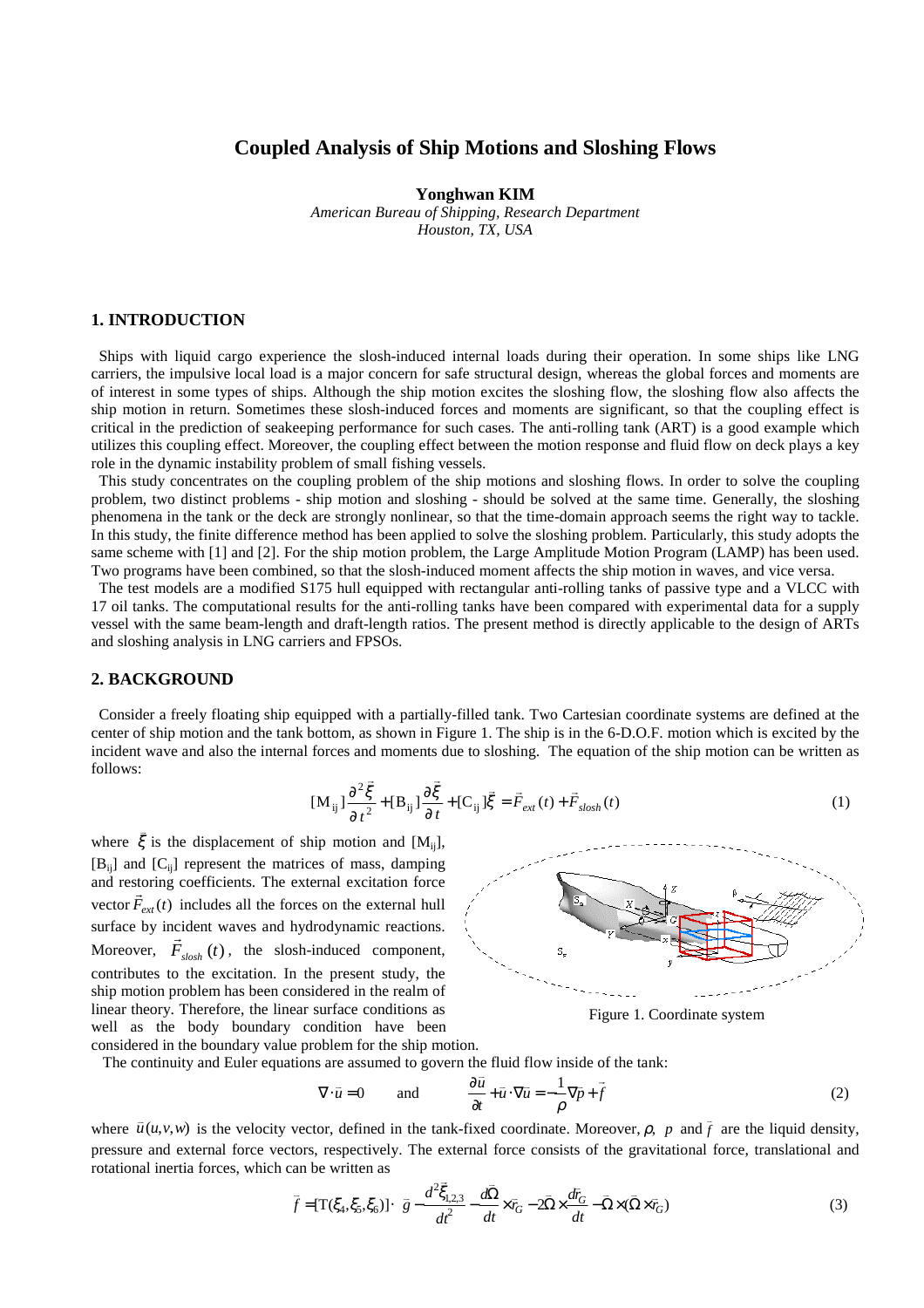# Coupled Analysis of Ship Motions and Sloshing Flows

**Yonghwan KIM**

*American Bureau of Shipping, Research Department*
*Houston, TX, USA*

## 1. INTRODUCTION

Ships with liquid cargo experience the slosh-induced internal loads during their operation. In some ships like LNG carriers, the impulsive local load is a major concern for safe structural design, whereas the global forces and moments are of interest in some types of ships. Although the ship motion excites the sloshing flow, the sloshing flow also affects the ship motion in return. Sometimes these slosh-induced forces and moments are significant, so that the coupling effect is critical in the prediction of seakeeping performance for such cases. The anti-rolling tank (ART) is a good example which utilizes this coupling effect. Moreover, the coupling effect between the motion response and fluid flow on deck plays a key role in the dynamic instability problem of small fishing vessels.

This study concentrates on the coupling problem of the ship motions and sloshing flows. In order to solve the coupling problem, two distinct problems - ship motion and sloshing - should be solved at the same time. Generally, the sloshing phenomena in the tank or the deck are strongly nonlinear, so that the time-domain approach seems the right way to tackle. In this study, the finite difference method has been applied to solve the sloshing problem. Particularly, this study adopts the same scheme with [1] and [2]. For the ship motion problem, the Large Amplitude Motion Program (LAMP) has been used. Two programs have been combined, so that the slosh-induced moment affects the ship motion in waves, and vice versa.

The test models are a modified S175 hull equipped with rectangular anti-rolling tanks of passive type and a VLCC with 17 oil tanks. The computational results for the anti-rolling tanks have been compared with experimental data for a supply vessel with the same beam-length and draft-length ratios. The present method is directly applicable to the design of ARTs and sloshing analysis in LNG carriers and FPSOs.

## 2. BACKGROUND

Consider a freely floating ship equipped with a partially-filled tank. Two Cartesian coordinate systems are defined at the center of ship motion and the tank bottom, as shown in Figure 1. The ship is in the 6-D.O.F. motion which is excited by the incident wave and also the internal forces and moments due to sloshing. The equation of the ship motion can be written as follows:

$$[\mathrm{M_{ij}}]\frac{\partial^2 \vec{\xi}}{\partial t^2} + [\mathrm{B_{ij}}]\frac{\partial \vec{\xi}}{\partial t} + [\mathrm{C_{ij}}]\vec{\xi} = \vec{F}_{ext}(t) + \vec{F}_{slosh}(t) \tag{1}$$

where $\vec{\xi}$ is the displacement of ship motion and $[\mathrm{M_{ij}}]$, $[\mathrm{B_{ij}}]$ and $[\mathrm{C_{ij}}]$ represent the matrices of mass, damping and restoring coefficients. The external excitation force vector $\vec{F}_{ext}(t)$ includes all the forces on the external hull surface by incident waves and hydrodynamic reactions. Moreover, $\vec{F}_{slosh}(t)$, the slosh-induced component, contributes to the excitation. In the present study, the ship motion problem has been considered in the realm of linear theory. Therefore, the linear surface conditions as well as the body boundary condition have been considered in the boundary value problem for the ship motion.

Figure 1. Coordinate system

The continuity and Euler equations are assumed to govern the fluid flow inside of the tank:

$$\nabla \cdot \vec{u} = 0 \qquad \text{and} \qquad \frac{\partial \vec{u}}{\partial t} + \vec{u} \cdot \nabla \vec{u} = -\frac{1}{\rho}\nabla p + \vec{f} \tag{2}$$

where $\vec{u}(u,v,w)$ is the velocity vector, defined in the tank-fixed coordinate. Moreover, $\rho$, $p$ and $\vec{f}$ are the liquid density, pressure and external force vectors, respectively. The external force consists of the gravitational force, translational and rotational inertia forces, which can be written as

$$\vec{f} = [\mathrm{T}(\xi_4, \xi_5, \xi_6)] \cdot \vec{g} - \frac{d^2 \vec{\xi}_{1,2,3}}{dt^2} - \frac{d\vec{\Omega}}{dt} \times \vec{r}_G - 2\vec{\Omega} \times \frac{d\vec{r}_G}{dt} - \vec{\Omega} \times (\vec{\Omega} \times \vec{r}_G) \tag{3}$$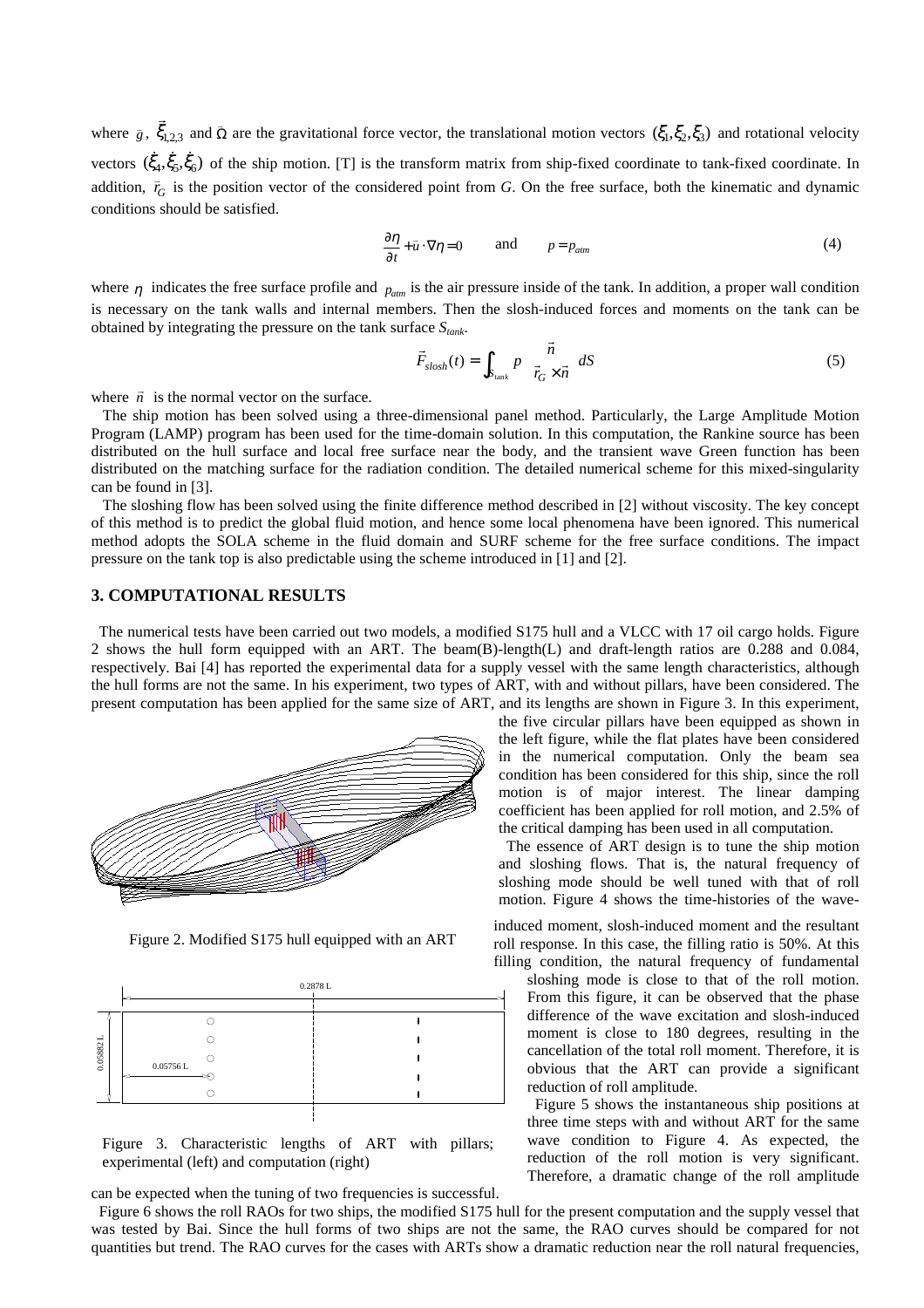where $\bar{g}$, $\vec{\xi}_{1,2,3}$ and $\bar{\Omega}$ are the gravitational force vector, the translational motion vectors $(\xi_1, \xi_2, \xi_3)$ and rotational velocity vectors $(\dot{\xi}_4, \dot{\xi}_5, \dot{\xi}_6)$ of the ship motion. [T] is the transform matrix from ship-fixed coordinate to tank-fixed coordinate. In addition, $\bar{r}_G$ is the position vector of the considered point from *G*. On the free surface, both the kinematic and dynamic conditions should be satisfied.

$$\frac{\partial \eta}{\partial t} + \bar{u} \cdot \nabla \eta = 0 \qquad \text{and} \qquad p = p_{atm} \tag{4}$$

where $\eta$ indicates the free surface profile and $p_{atm}$ is the air pressure inside of the tank. In addition, a proper wall condition is necessary on the tank walls and internal members. Then the slosh-induced forces and moments on the tank can be obtained by integrating the pressure on the tank surface $S_{tank}$.

$$\vec{F}_{slosh}(t) = \int_{S_{tank}} p \begin{Bmatrix} \vec{n} \\ \vec{r}_G \times \vec{n} \end{Bmatrix} dS \tag{5}$$

where $\vec{n}$ is the normal vector on the surface.

The ship motion has been solved using a three-dimensional panel method. Particularly, the Large Amplitude Motion Program (LAMP) program has been used for the time-domain solution. In this computation, the Rankine source has been distributed on the hull surface and local free surface near the body, and the transient wave Green function has been distributed on the matching surface for the radiation condition. The detailed numerical scheme for this mixed-singularity can be found in [3].

The sloshing flow has been solved using the finite difference method described in [2] without viscosity. The key concept of this method is to predict the global fluid motion, and hence some local phenomena have been ignored. This numerical method adopts the SOLA scheme in the fluid domain and SURF scheme for the free surface conditions. The impact pressure on the tank top is also predictable using the scheme introduced in [1] and [2].

## 3. COMPUTATIONAL RESULTS

The numerical tests have been carried out two models, a modified S175 hull and a VLCC with 17 oil cargo holds. Figure 2 shows the hull form equipped with an ART. The beam(B)-length(L) and draft-length ratios are 0.288 and 0.084, respectively. Bai [4] has reported the experimental data for a supply vessel with the same length characteristics, although the hull forms are not the same. In his experiment, two types of ART, with and without pillars, have been considered. The present computation has been applied for the same size of ART, and its lengths are shown in Figure 3. In this experiment, the five circular pillars have been equipped as shown in the left figure, while the flat plates have been considered in the numerical computation. Only the beam sea condition has been considered for this ship, since the roll motion is of major interest. The linear damping coefficient has been applied for roll motion, and 2.5% of the critical damping has been used in all computation.

Figure 2. Modified S175 hull equipped with an ART

Figure 3. Characteristic lengths of ART with pillars; experimental (left) and computation (right)

The essence of ART design is to tune the ship motion and sloshing flows. That is, the natural frequency of sloshing mode should be well tuned with that of roll motion. Figure 4 shows the time-histories of the wave-induced moment, slosh-induced moment and the resultant roll response. In this case, the filling ratio is 50%. At this filling condition, the natural frequency of fundamental sloshing mode is close to that of the roll motion. From this figure, it can be observed that the phase difference of the wave excitation and slosh-induced moment is close to 180 degrees, resulting in the cancellation of the total roll moment. Therefore, it is obvious that the ART can provide a significant reduction of roll amplitude.

Figure 5 shows the instantaneous ship positions at three time steps with and without ART for the same wave condition to Figure 4. As expected, the reduction of the roll motion is very significant. Therefore, a dramatic change of the roll amplitude can be expected when the tuning of two frequencies is successful.

Figure 6 shows the roll RAOs for two ships, the modified S175 hull for the present computation and the supply vessel that was tested by Bai. Since the hull forms of two ships are not the same, the RAO curves should be compared for not quantities but trend. The RAO curves for the cases with ARTs show a dramatic reduction near the roll natural frequencies,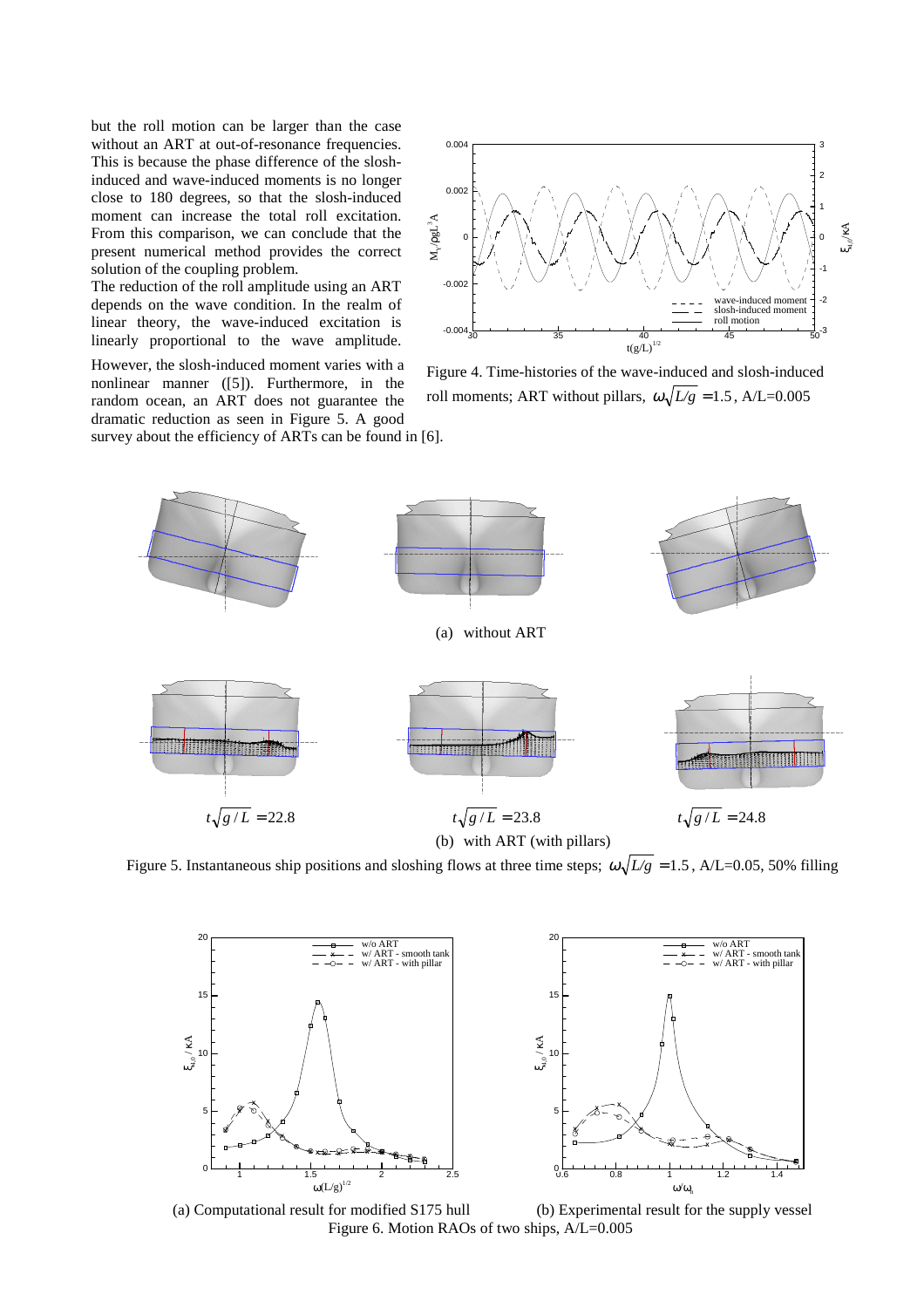but the roll motion can be larger than the case without an ART at out-of-resonance frequencies. This is because the phase difference of the slosh-induced and wave-induced moments is no longer close to 180 degrees, so that the slosh-induced moment can increase the total roll excitation. From this comparison, we can conclude that the present numerical method provides the correct solution of the coupling problem.

The reduction of the roll amplitude using an ART depends on the wave condition. In the realm of linear theory, the wave-induced excitation is linearly proportional to the wave amplitude. However, the slosh-induced moment varies with a nonlinear manner ([5]). Furthermore, in the random ocean, an ART does not guarantee the dramatic reduction as seen in Figure 5. A good survey about the efficiency of ARTs can be found in [6].

Figure 4. Time-histories of the wave-induced and slosh-induced roll moments; ART without pillars, $\omega\sqrt{L/g} = 1.5$, A/L=0.005

(a) without ART

$t\sqrt{g/L} = 22.8$ $t\sqrt{g/L} = 23.8$ $t\sqrt{g/L} = 24.8$

(b) with ART (with pillars)

Figure 5. Instantaneous ship positions and sloshing flows at three time steps; $\omega\sqrt{L/g} = 1.5$, A/L=0.05, 50% filling

(a) Computational result for modified S175 hull (b) Experimental result for the supply vessel

Figure 6. Motion RAOs of two ships, A/L=0.005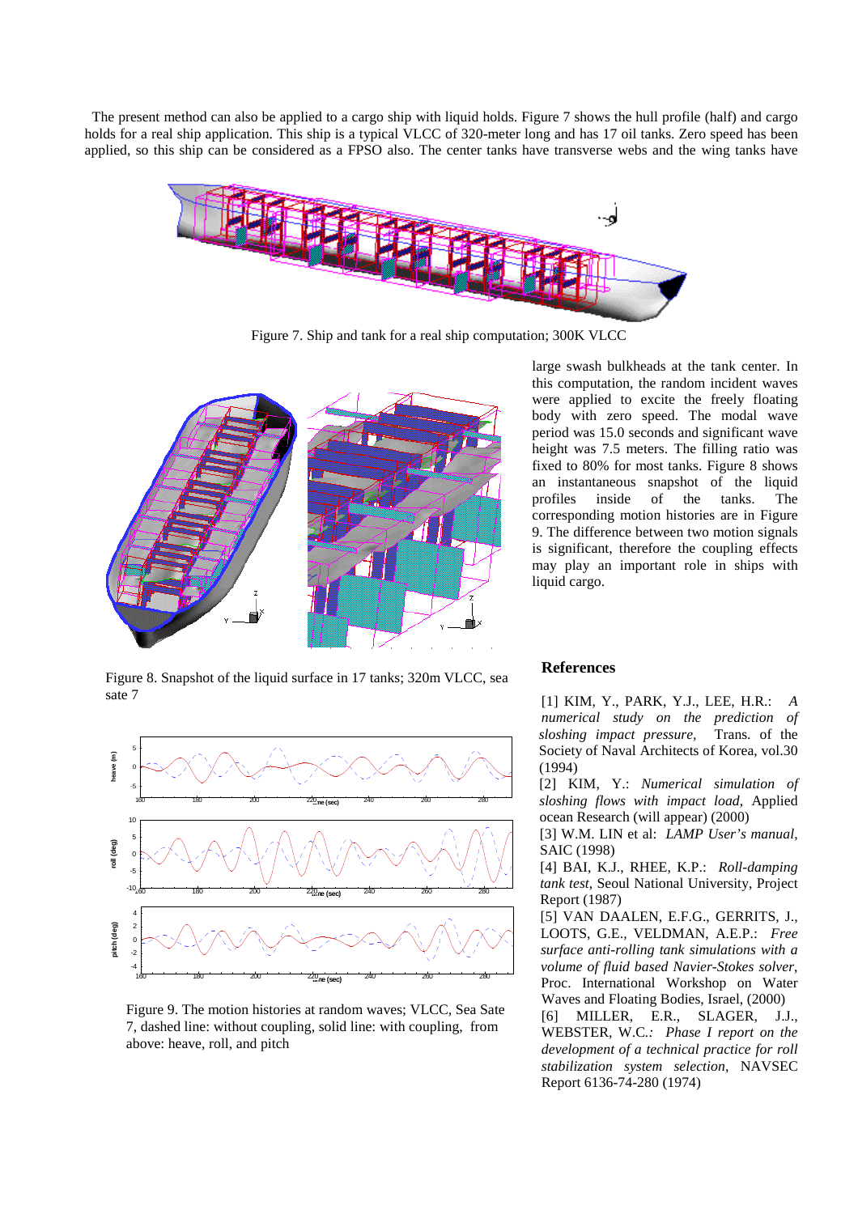The present method can also be applied to a cargo ship with liquid holds. Figure 7 shows the hull profile (half) and cargo holds for a real ship application. This ship is a typical VLCC of 320-meter long and has 17 oil tanks. Zero speed has been applied, so this ship can be considered as a FPSO also. The center tanks have transverse webs and the wing tanks have large swash bulkheads at the tank center. In this computation, the random incident waves were applied to excite the freely floating body with zero speed. The modal wave period was 15.0 seconds and significant wave height was 7.5 meters. The filling ratio was fixed to 80% for most tanks. Figure 8 shows an instantaneous snapshot of the liquid profiles inside of the tanks. The corresponding motion histories are in Figure 9. The difference between two motion signals is significant, therefore the coupling effects may play an important role in ships with liquid cargo.

Figure 7. Ship and tank for a real ship computation; 300K VLCC

Figure 8. Snapshot of the liquid surface in 17 tanks; 320m VLCC, sea sate 7

Figure 9. The motion histories at random waves; VLCC, Sea Sate 7, dashed line: without coupling, solid line: with coupling, from above: heave, roll, and pitch

## References

[1] KIM, Y., PARK, Y.J., LEE, H.R.: *A numerical study on the prediction of sloshing impact pressure*, Trans. of the Society of Naval Architects of Korea, vol.30 (1994)

[2] KIM, Y.: *Numerical simulation of sloshing flows with impact load*, Applied ocean Research (will appear) (2000)

[3] W.M. LIN et al: *LAMP User's manual*, SAIC (1998)

[4] BAI, K.J., RHEE, K.P.: *Roll-damping tank test*, Seoul National University, Project Report (1987)

[5] VAN DAALEN, E.F.G., GERRITS, J., LOOTS, G.E., VELDMAN, A.E.P.: *Free surface anti-rolling tank simulations with a volume of fluid based Navier-Stokes solver*, Proc. International Workshop on Water Waves and Floating Bodies, Israel, (2000)

[6] MILLER, E.R., SLAGER, J.J., WEBSTER, W.C.: *Phase I report on the development of a technical practice for roll stabilization system selection*, NAVSEC Report 6136-74-280 (1974)